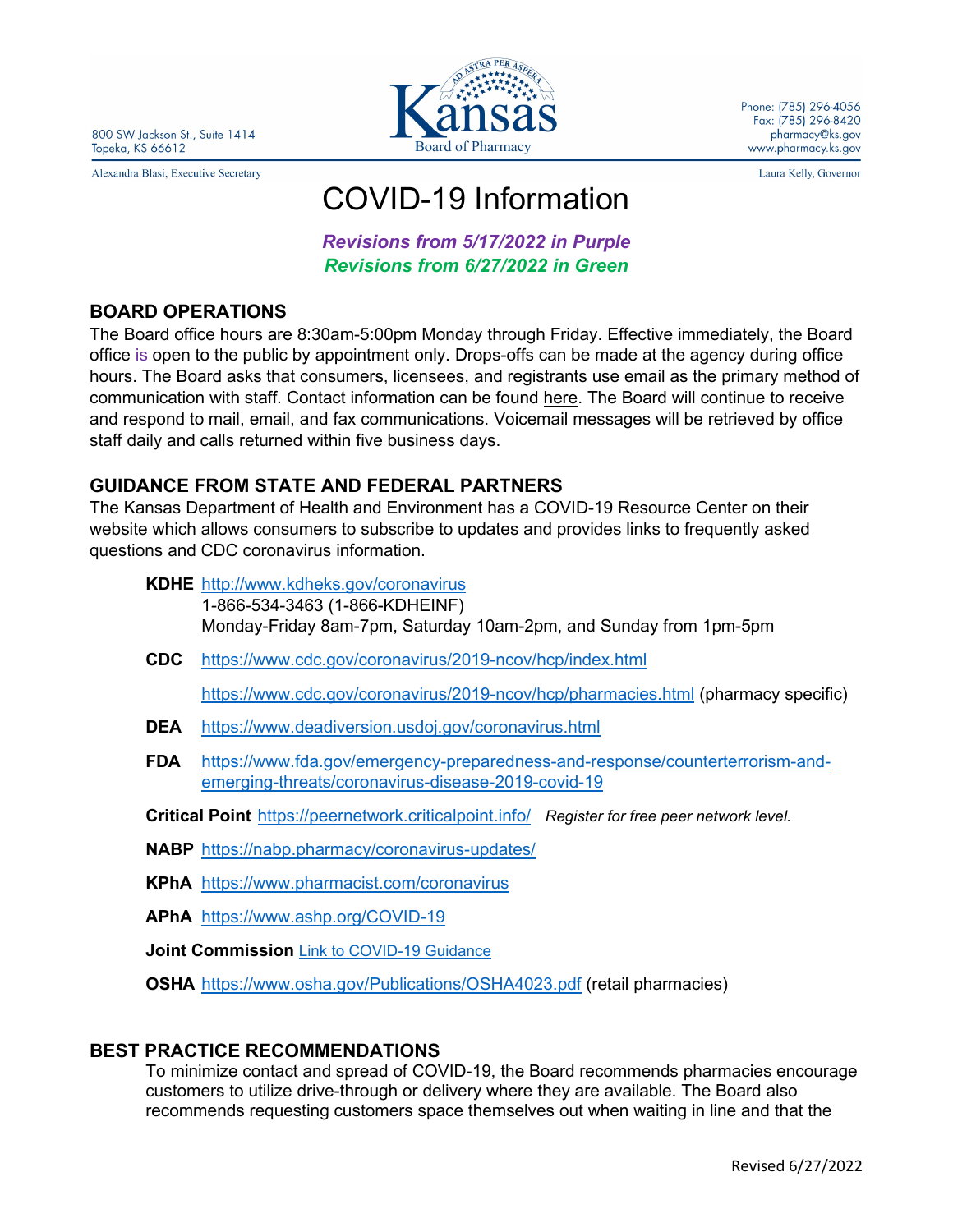800 SW Jackson St., Suite 1414
Topeka, KS 66612

Alexandra Blasi, Executive Secretary

Kansas Board of Pharmacy

Phone: (785) 296-4056
Fax: (785) 296-8420
pharmacy@ks.gov
www.pharmacy.ks.gov

Laura Kelly, Governor

# COVID-19 Information

***Revisions from 5/17/2022 in Purple***
***Revisions from 6/27/2022 in Green***

## BOARD OPERATIONS

The Board office hours are 8:30am-5:00pm Monday through Friday. Effective immediately, the Board office is open to the public by appointment only. Drops-offs can be made at the agency during office hours. The Board asks that consumers, licensees, and registrants use email as the primary method of communication with staff. Contact information can be found here. The Board will continue to receive and respond to mail, email, and fax communications. Voicemail messages will be retrieved by office staff daily and calls returned within five business days.

## GUIDANCE FROM STATE AND FEDERAL PARTNERS

The Kansas Department of Health and Environment has a COVID-19 Resource Center on their website which allows consumers to subscribe to updates and provides links to frequently asked questions and CDC coronavirus information.

**KDHE** http://www.kdheks.gov/coronavirus
1-866-534-3463 (1-866-KDHEINF)
Monday-Friday 8am-7pm, Saturday 10am-2pm, and Sunday from 1pm-5pm

**CDC** https://www.cdc.gov/coronavirus/2019-ncov/hcp/index.html

https://www.cdc.gov/coronavirus/2019-ncov/hcp/pharmacies.html (pharmacy specific)

**DEA** https://www.deadiversion.usdoj.gov/coronavirus.html

**FDA** https://www.fda.gov/emergency-preparedness-and-response/counterterrorism-and-emerging-threats/coronavirus-disease-2019-covid-19

**Critical Point** https://peernetwork.criticalpoint.info/ *Register for free peer network level.*

**NABP** https://nabp.pharmacy/coronavirus-updates/

**KPhA** https://www.pharmacist.com/coronavirus

**APhA** https://www.ashp.org/COVID-19

**Joint Commission** Link to COVID-19 Guidance

**OSHA** https://www.osha.gov/Publications/OSHA4023.pdf (retail pharmacies)

## BEST PRACTICE RECOMMENDATIONS

To minimize contact and spread of COVID-19, the Board recommends pharmacies encourage customers to utilize drive-through or delivery where they are available. The Board also recommends requesting customers space themselves out when waiting in line and that the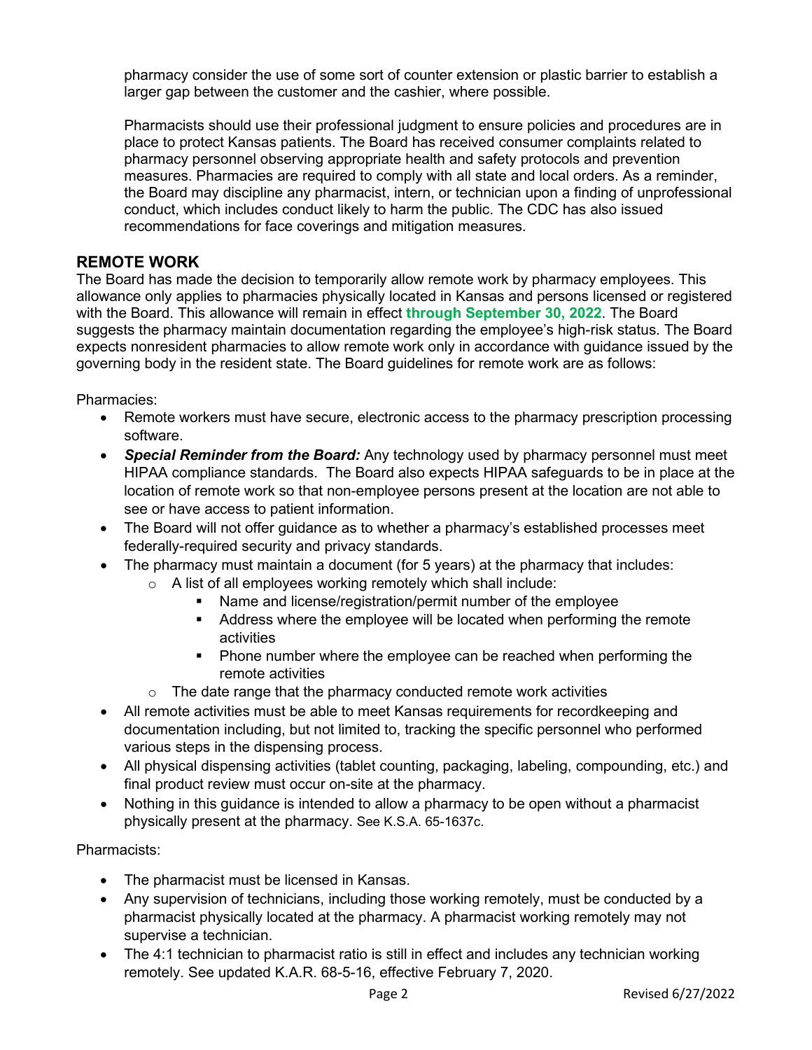pharmacy consider the use of some sort of counter extension or plastic barrier to establish a larger gap between the customer and the cashier, where possible.

Pharmacists should use their professional judgment to ensure policies and procedures are in place to protect Kansas patients. The Board has received consumer complaints related to pharmacy personnel observing appropriate health and safety protocols and prevention measures. Pharmacies are required to comply with all state and local orders. As a reminder, the Board may discipline any pharmacist, intern, or technician upon a finding of unprofessional conduct, which includes conduct likely to harm the public. The CDC has also issued recommendations for face coverings and mitigation measures.

## REMOTE WORK

The Board has made the decision to temporarily allow remote work by pharmacy employees. This allowance only applies to pharmacies physically located in Kansas and persons licensed or registered with the Board. This allowance will remain in effect **through September 30, 2022**. The Board suggests the pharmacy maintain documentation regarding the employee's high-risk status. The Board expects nonresident pharmacies to allow remote work only in accordance with guidance issued by the governing body in the resident state. The Board guidelines for remote work are as follows:

Pharmacies:

- Remote workers must have secure, electronic access to the pharmacy prescription processing software.
- ***Special Reminder from the Board:*** Any technology used by pharmacy personnel must meet HIPAA compliance standards. The Board also expects HIPAA safeguards to be in place at the location of remote work so that non-employee persons present at the location are not able to see or have access to patient information.
- The Board will not offer guidance as to whether a pharmacy's established processes meet federally-required security and privacy standards.
- The pharmacy must maintain a document (for 5 years) at the pharmacy that includes:
  - A list of all employees working remotely which shall include:
    - Name and license/registration/permit number of the employee
    - Address where the employee will be located when performing the remote activities
    - Phone number where the employee can be reached when performing the remote activities
  - The date range that the pharmacy conducted remote work activities
- All remote activities must be able to meet Kansas requirements for recordkeeping and documentation including, but not limited to, tracking the specific personnel who performed various steps in the dispensing process.
- All physical dispensing activities (tablet counting, packaging, labeling, compounding, etc.) and final product review must occur on-site at the pharmacy.
- Nothing in this guidance is intended to allow a pharmacy to be open without a pharmacist physically present at the pharmacy. See K.S.A. 65-1637c.

Pharmacists:

- The pharmacist must be licensed in Kansas.
- Any supervision of technicians, including those working remotely, must be conducted by a pharmacist physically located at the pharmacy. A pharmacist working remotely may not supervise a technician.
- The 4:1 technician to pharmacist ratio is still in effect and includes any technician working remotely. See updated K.A.R. 68-5-16, effective February 7, 2020.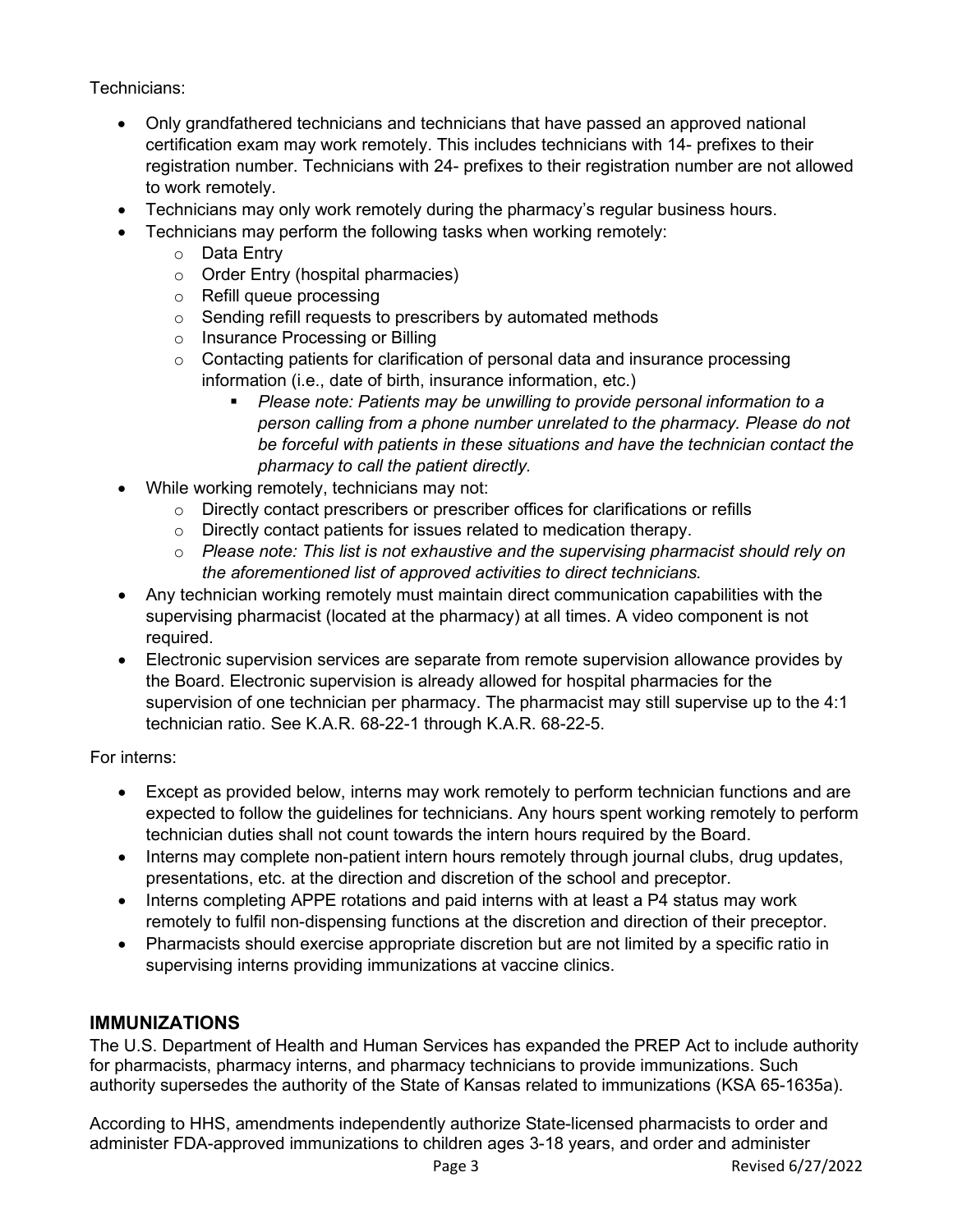Technicians:

- Only grandfathered technicians and technicians that have passed an approved national certification exam may work remotely. This includes technicians with 14- prefixes to their registration number. Technicians with 24- prefixes to their registration number are not allowed to work remotely.
- Technicians may only work remotely during the pharmacy's regular business hours.
- Technicians may perform the following tasks when working remotely:
  - Data Entry
  - Order Entry (hospital pharmacies)
  - Refill queue processing
  - Sending refill requests to prescribers by automated methods
  - Insurance Processing or Billing
  - Contacting patients for clarification of personal data and insurance processing information (i.e., date of birth, insurance information, etc.)
    - *Please note: Patients may be unwilling to provide personal information to a person calling from a phone number unrelated to the pharmacy. Please do not be forceful with patients in these situations and have the technician contact the pharmacy to call the patient directly.*
- While working remotely, technicians may not:
  - Directly contact prescribers or prescriber offices for clarifications or refills
  - Directly contact patients for issues related to medication therapy.
  - *Please note: This list is not exhaustive and the supervising pharmacist should rely on the aforementioned list of approved activities to direct technicians.*
- Any technician working remotely must maintain direct communication capabilities with the supervising pharmacist (located at the pharmacy) at all times. A video component is not required.
- Electronic supervision services are separate from remote supervision allowance provides by the Board. Electronic supervision is already allowed for hospital pharmacies for the supervision of one technician per pharmacy. The pharmacist may still supervise up to the 4:1 technician ratio. See K.A.R. 68-22-1 through K.A.R. 68-22-5.

For interns:

- Except as provided below, interns may work remotely to perform technician functions and are expected to follow the guidelines for technicians. Any hours spent working remotely to perform technician duties shall not count towards the intern hours required by the Board.
- Interns may complete non-patient intern hours remotely through journal clubs, drug updates, presentations, etc. at the direction and discretion of the school and preceptor.
- Interns completing APPE rotations and paid interns with at least a P4 status may work remotely to fulfil non-dispensing functions at the discretion and direction of their preceptor.
- Pharmacists should exercise appropriate discretion but are not limited by a specific ratio in supervising interns providing immunizations at vaccine clinics.

## IMMUNIZATIONS

The U.S. Department of Health and Human Services has expanded the PREP Act to include authority for pharmacists, pharmacy interns, and pharmacy technicians to provide immunizations. Such authority supersedes the authority of the State of Kansas related to immunizations (KSA 65-1635a).

According to HHS, amendments independently authorize State-licensed pharmacists to order and administer FDA-approved immunizations to children ages 3-18 years, and order and administer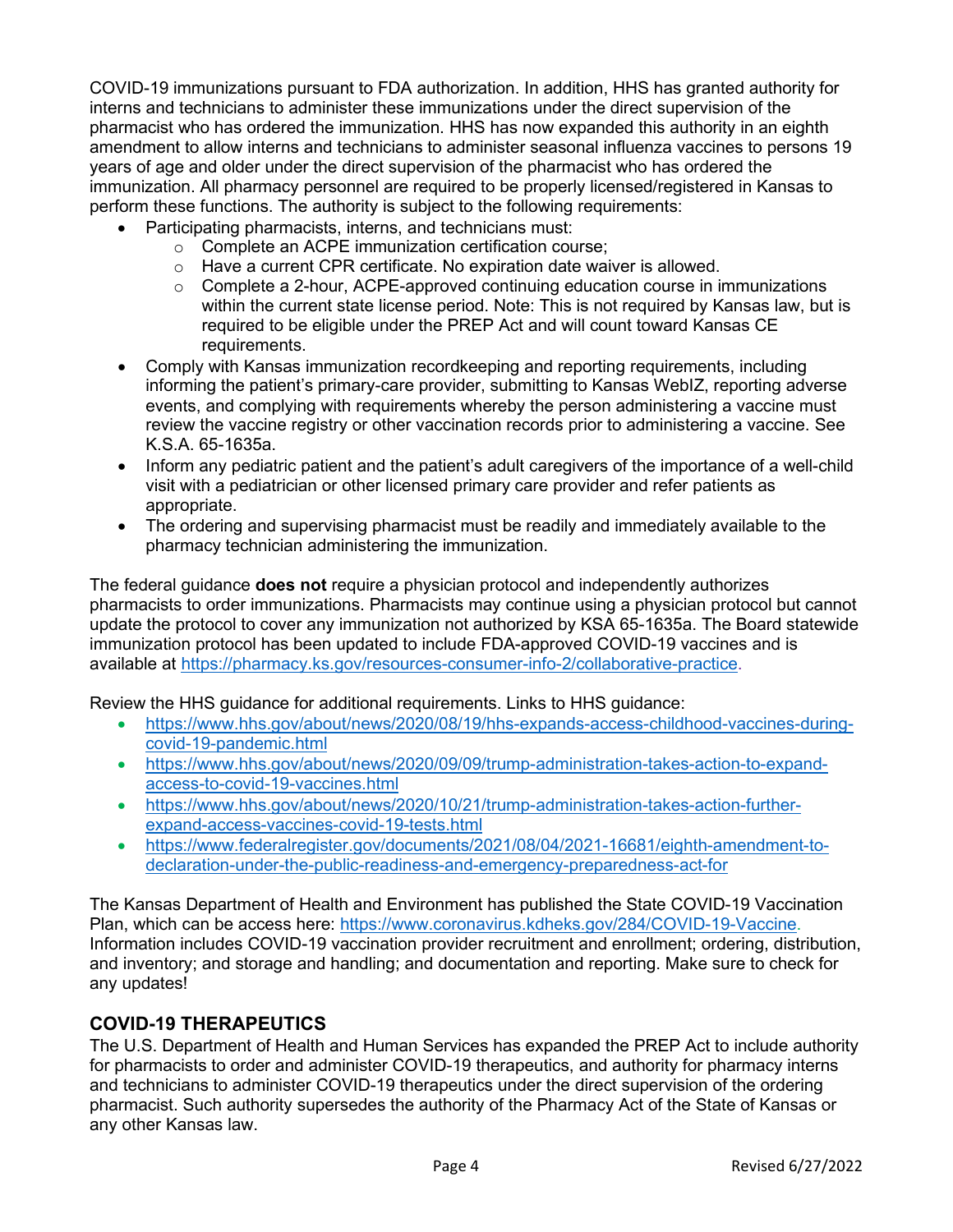COVID-19 immunizations pursuant to FDA authorization. In addition, HHS has granted authority for interns and technicians to administer these immunizations under the direct supervision of the pharmacist who has ordered the immunization. HHS has now expanded this authority in an eighth amendment to allow interns and technicians to administer seasonal influenza vaccines to persons 19 years of age and older under the direct supervision of the pharmacist who has ordered the immunization. All pharmacy personnel are required to be properly licensed/registered in Kansas to perform these functions. The authority is subject to the following requirements:

- Participating pharmacists, interns, and technicians must:
  - Complete an ACPE immunization certification course;
  - Have a current CPR certificate. No expiration date waiver is allowed.
  - Complete a 2-hour, ACPE-approved continuing education course in immunizations within the current state license period. Note: This is not required by Kansas law, but is required to be eligible under the PREP Act and will count toward Kansas CE requirements.
- Comply with Kansas immunization recordkeeping and reporting requirements, including informing the patient's primary-care provider, submitting to Kansas WebIZ, reporting adverse events, and complying with requirements whereby the person administering a vaccine must review the vaccine registry or other vaccination records prior to administering a vaccine. See K.S.A. 65-1635a.
- Inform any pediatric patient and the patient's adult caregivers of the importance of a well-child visit with a pediatrician or other licensed primary care provider and refer patients as appropriate.
- The ordering and supervising pharmacist must be readily and immediately available to the pharmacy technician administering the immunization.

The federal guidance **does not** require a physician protocol and independently authorizes pharmacists to order immunizations. Pharmacists may continue using a physician protocol but cannot update the protocol to cover any immunization not authorized by KSA 65-1635a. The Board statewide immunization protocol has been updated to include FDA-approved COVID-19 vaccines and is available at https://pharmacy.ks.gov/resources-consumer-info-2/collaborative-practice.

Review the HHS guidance for additional requirements. Links to HHS guidance:

- https://www.hhs.gov/about/news/2020/08/19/hhs-expands-access-childhood-vaccines-during-covid-19-pandemic.html
- https://www.hhs.gov/about/news/2020/09/09/trump-administration-takes-action-to-expand-access-to-covid-19-vaccines.html
- https://www.hhs.gov/about/news/2020/10/21/trump-administration-takes-action-further-expand-access-vaccines-covid-19-tests.html
- https://www.federalregister.gov/documents/2021/08/04/2021-16681/eighth-amendment-to-declaration-under-the-public-readiness-and-emergency-preparedness-act-for

The Kansas Department of Health and Environment has published the State COVID-19 Vaccination Plan, which can be access here: https://www.coronavirus.kdheks.gov/284/COVID-19-Vaccine. Information includes COVID-19 vaccination provider recruitment and enrollment; ordering, distribution, and inventory; and storage and handling; and documentation and reporting. Make sure to check for any updates!

## COVID-19 THERAPEUTICS

The U.S. Department of Health and Human Services has expanded the PREP Act to include authority for pharmacists to order and administer COVID-19 therapeutics, and authority for pharmacy interns and technicians to administer COVID-19 therapeutics under the direct supervision of the ordering pharmacist. Such authority supersedes the authority of the Pharmacy Act of the State of Kansas or any other Kansas law.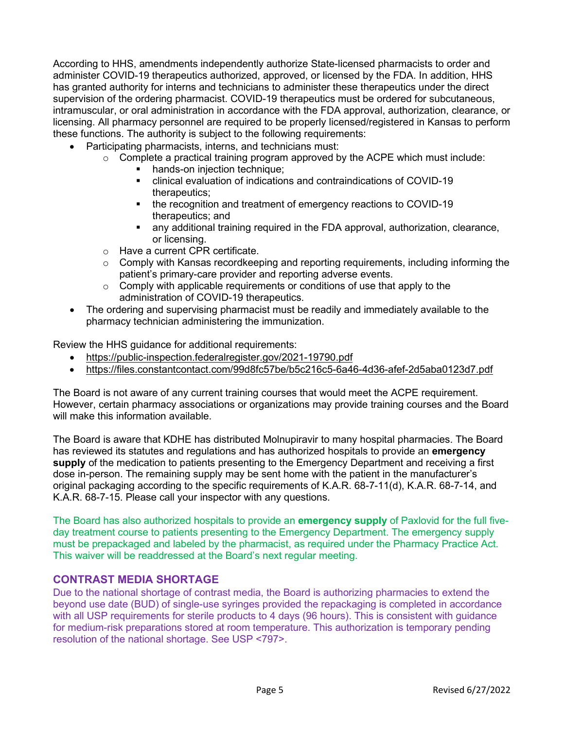According to HHS, amendments independently authorize State-licensed pharmacists to order and administer COVID-19 therapeutics authorized, approved, or licensed by the FDA. In addition, HHS has granted authority for interns and technicians to administer these therapeutics under the direct supervision of the ordering pharmacist. COVID-19 therapeutics must be ordered for subcutaneous, intramuscular, or oral administration in accordance with the FDA approval, authorization, clearance, or licensing. All pharmacy personnel are required to be properly licensed/registered in Kansas to perform these functions. The authority is subject to the following requirements:

- Participating pharmacists, interns, and technicians must:
  - Complete a practical training program approved by the ACPE which must include:
    - hands-on injection technique;
    - clinical evaluation of indications and contraindications of COVID-19 therapeutics;
    - the recognition and treatment of emergency reactions to COVID-19 therapeutics; and
    - any additional training required in the FDA approval, authorization, clearance, or licensing.
  - Have a current CPR certificate.
  - Comply with Kansas recordkeeping and reporting requirements, including informing the patient's primary-care provider and reporting adverse events.
  - Comply with applicable requirements or conditions of use that apply to the administration of COVID-19 therapeutics.
- The ordering and supervising pharmacist must be readily and immediately available to the pharmacy technician administering the immunization.

Review the HHS guidance for additional requirements:

- https://public-inspection.federalregister.gov/2021-19790.pdf
- https://files.constantcontact.com/99d8fc57be/b5c216c5-6a46-4d36-afef-2d5aba0123d7.pdf

The Board is not aware of any current training courses that would meet the ACPE requirement. However, certain pharmacy associations or organizations may provide training courses and the Board will make this information available.

The Board is aware that KDHE has distributed Molnupiravir to many hospital pharmacies. The Board has reviewed its statutes and regulations and has authorized hospitals to provide an **emergency supply** of the medication to patients presenting to the Emergency Department and receiving a first dose in-person. The remaining supply may be sent home with the patient in the manufacturer's original packaging according to the specific requirements of K.A.R. 68-7-11(d), K.A.R. 68-7-14, and K.A.R. 68-7-15. Please call your inspector with any questions.

The Board has also authorized hospitals to provide an **emergency supply** of Paxlovid for the full five-day treatment course to patients presenting to the Emergency Department. The emergency supply must be prepackaged and labeled by the pharmacist, as required under the Pharmacy Practice Act. This waiver will be readdressed at the Board's next regular meeting.

## CONTRAST MEDIA SHORTAGE

Due to the national shortage of contrast media, the Board is authorizing pharmacies to extend the beyond use date (BUD) of single-use syringes provided the repackaging is completed in accordance with all USP requirements for sterile products to 4 days (96 hours). This is consistent with guidance for medium-risk preparations stored at room temperature. This authorization is temporary pending resolution of the national shortage. See USP <797>.